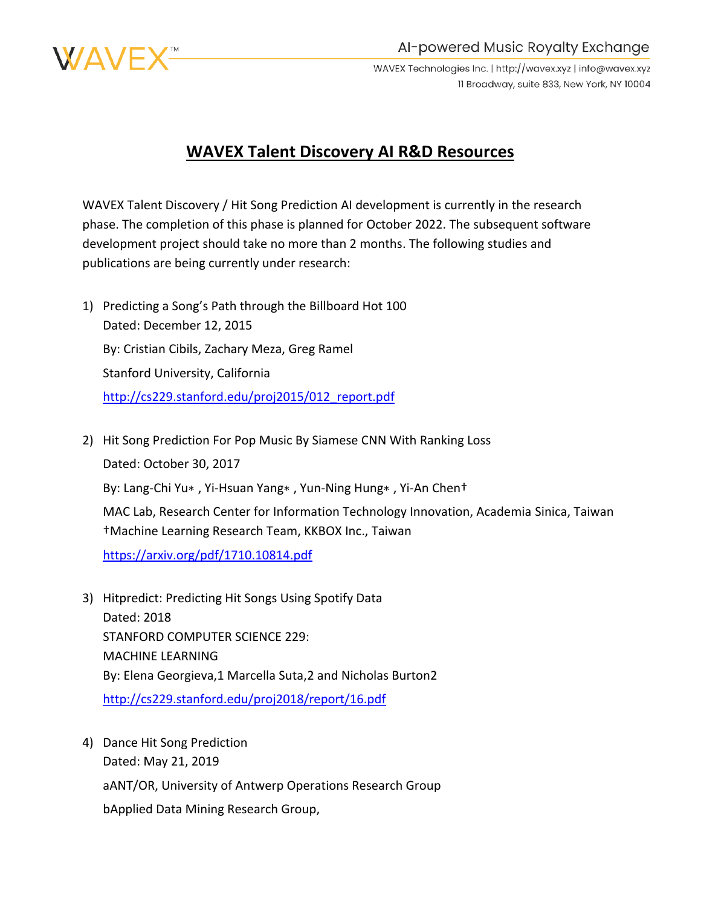# WAVEX Talent Discovery AI R&D Resources

WAVEX Talent Discovery / Hit Song Prediction AI development is currently in the research phase. The completion of this phase is planned for October 2022. The subsequent software development project should take no more than 2 months. The following studies and publications are being currently under research:

1) Predicting a Song's Path through the Billboard Hot 100
   Dated: December 12, 2015
   By: Cristian Cibils, Zachary Meza, Greg Ramel
   Stanford University, California
   http://cs229.stanford.edu/proj2015/012_report.pdf

2) Hit Song Prediction For Pop Music By Siamese CNN With Ranking Loss
   Dated: October 30, 2017
   By: Lang-Chi Yu∗ , Yi-Hsuan Yang∗ , Yun-Ning Hung∗ , Yi-An Chen†
   MAC Lab, Research Center for Information Technology Innovation, Academia Sinica, Taiwan
   †Machine Learning Research Team, KKBOX Inc., Taiwan
   https://arxiv.org/pdf/1710.10814.pdf

3) Hitpredict: Predicting Hit Songs Using Spotify Data
   Dated: 2018
   STANFORD COMPUTER SCIENCE 229:
   MACHINE LEARNING
   By: Elena Georgieva,1 Marcella Suta,2 and Nicholas Burton2
   http://cs229.stanford.edu/proj2018/report/16.pdf

4) Dance Hit Song Prediction
   Dated: May 21, 2019
   aANT/OR, University of Antwerp Operations Research Group
   bApplied Data Mining Research Group,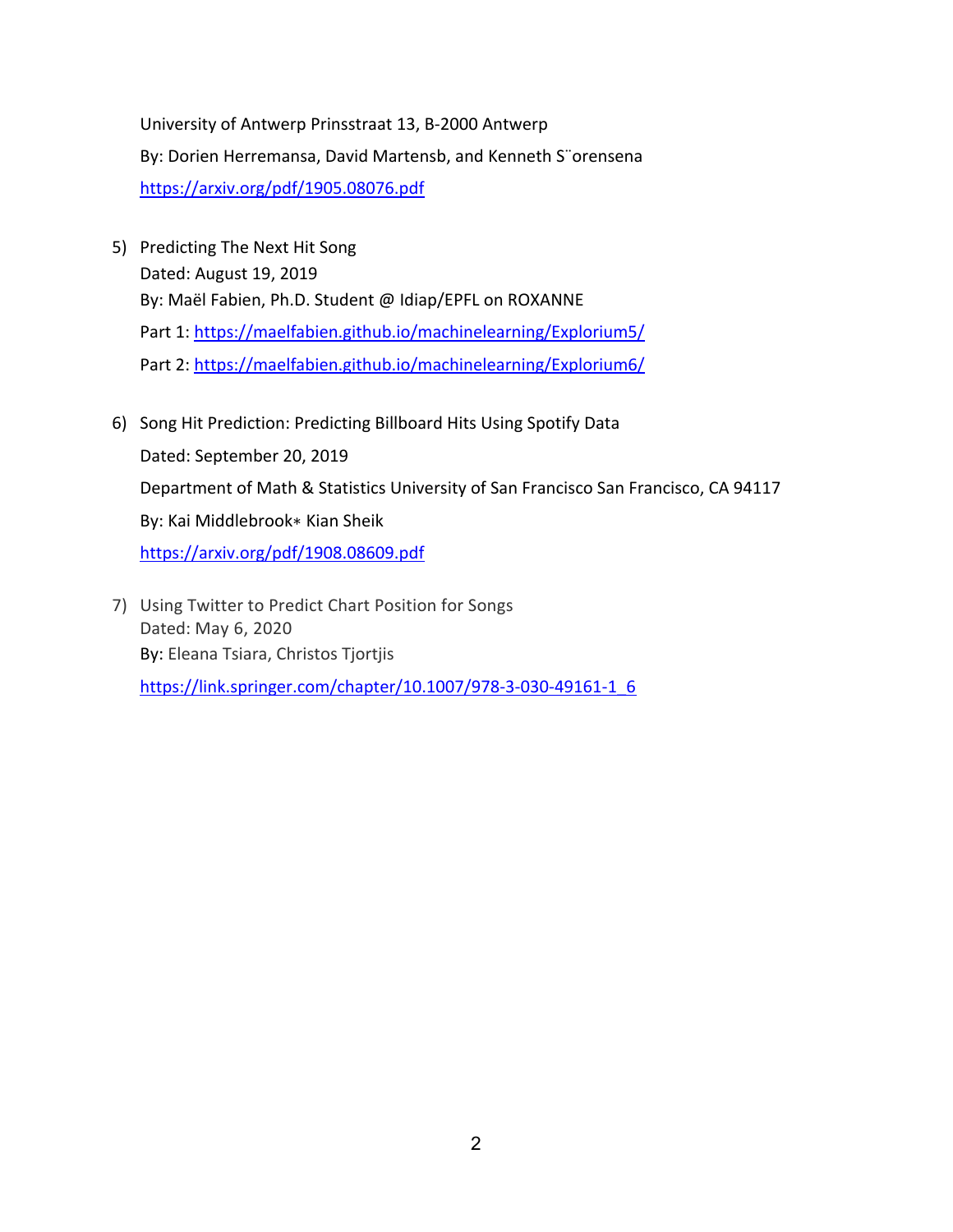University of Antwerp Prinsstraat 13, B-2000 Antwerp
By: Dorien Herremansa, David Martensb, and Kenneth S¨orensena
https://arxiv.org/pdf/1905.08076.pdf

5) Predicting The Next Hit Song
   Dated: August 19, 2019
   By: Maël Fabien, Ph.D. Student @ Idiap/EPFL on ROXANNE
   Part 1: https://maelfabien.github.io/machinelearning/Explorium5/
   Part 2: https://maelfabien.github.io/machinelearning/Explorium6/

6) Song Hit Prediction: Predicting Billboard Hits Using Spotify Data
   Dated: September 20, 2019
   Department of Math & Statistics University of San Francisco San Francisco, CA 94117
   By: Kai Middlebrook∗ Kian Sheik
   https://arxiv.org/pdf/1908.08609.pdf

7) Using Twitter to Predict Chart Position for Songs
   Dated: May 6, 2020
   By: Eleana Tsiara, Christos Tjortjis
   https://link.springer.com/chapter/10.1007/978-3-030-49161-1_6